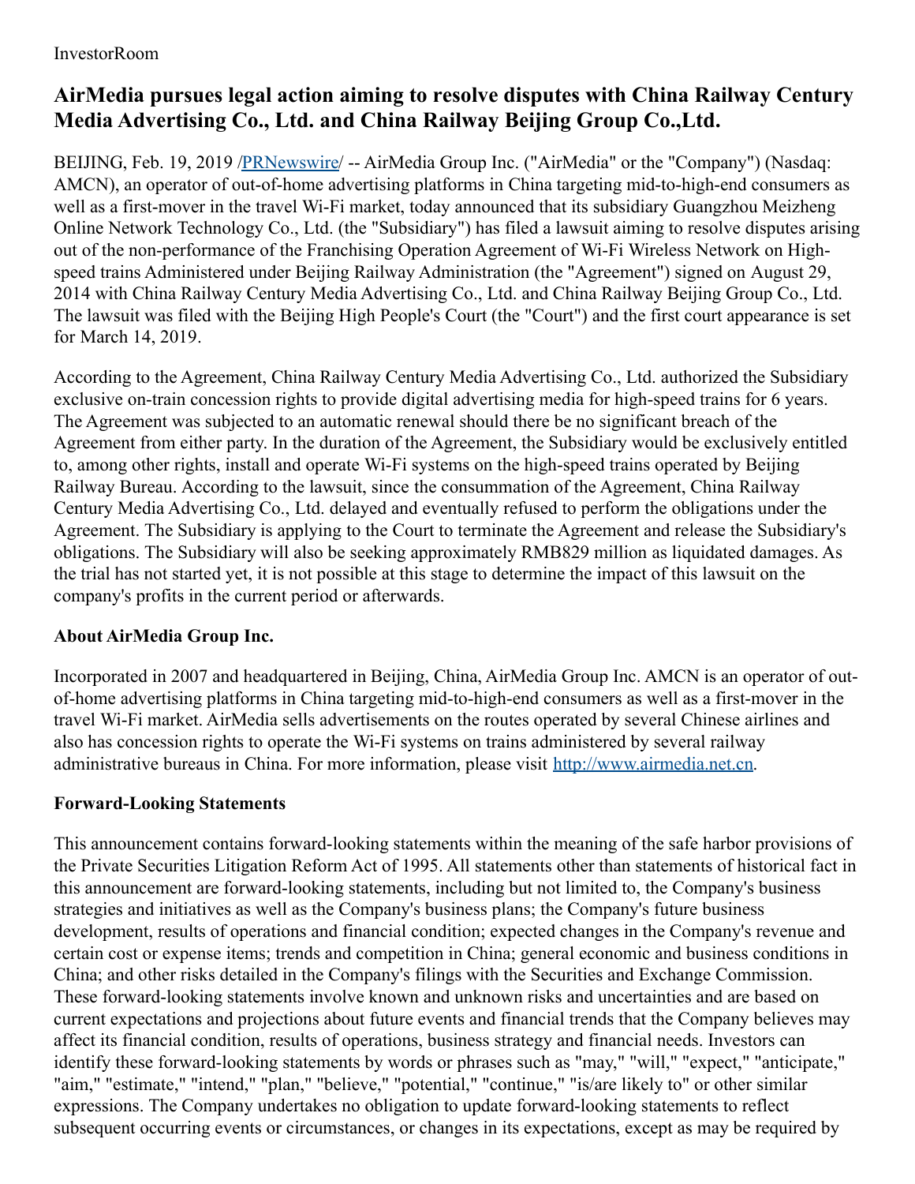InvestorRoom

# AirMedia pursues legal action aiming to resolve disputes with China Railway Century Media Advertising Co., Ltd. and China Railway Beijing Group Co.,Ltd.

BEIJING, Feb. 19, 2019 /PRNewswire/ -- AirMedia Group Inc. ("AirMedia" or the "Company") (Nasdaq: AMCN), an operator of out-of-home advertising platforms in China targeting mid-to-high-end consumers as well as a first-mover in the travel Wi-Fi market, today announced that its subsidiary Guangzhou Meizheng Online Network Technology Co., Ltd. (the "Subsidiary") has filed a lawsuit aiming to resolve disputes arising out of the non-performance of the Franchising Operation Agreement of Wi-Fi Wireless Network on High-speed trains Administered under Beijing Railway Administration (the "Agreement") signed on August 29, 2014 with China Railway Century Media Advertising Co., Ltd. and China Railway Beijing Group Co., Ltd. The lawsuit was filed with the Beijing High People's Court (the "Court") and the first court appearance is set for March 14, 2019.

According to the Agreement, China Railway Century Media Advertising Co., Ltd. authorized the Subsidiary exclusive on-train concession rights to provide digital advertising media for high-speed trains for 6 years. The Agreement was subjected to an automatic renewal should there be no significant breach of the Agreement from either party. In the duration of the Agreement, the Subsidiary would be exclusively entitled to, among other rights, install and operate Wi-Fi systems on the high-speed trains operated by Beijing Railway Bureau. According to the lawsuit, since the consummation of the Agreement, China Railway Century Media Advertising Co., Ltd. delayed and eventually refused to perform the obligations under the Agreement. The Subsidiary is applying to the Court to terminate the Agreement and release the Subsidiary's obligations. The Subsidiary will also be seeking approximately RMB829 million as liquidated damages. As the trial has not started yet, it is not possible at this stage to determine the impact of this lawsuit on the company's profits in the current period or afterwards.

### About AirMedia Group Inc.

Incorporated in 2007 and headquartered in Beijing, China, AirMedia Group Inc. AMCN is an operator of out-of-home advertising platforms in China targeting mid-to-high-end consumers as well as a first-mover in the travel Wi-Fi market. AirMedia sells advertisements on the routes operated by several Chinese airlines and also has concession rights to operate the Wi-Fi systems on trains administered by several railway administrative bureaus in China. For more information, please visit http://www.airmedia.net.cn.

### Forward-Looking Statements

This announcement contains forward-looking statements within the meaning of the safe harbor provisions of the Private Securities Litigation Reform Act of 1995. All statements other than statements of historical fact in this announcement are forward-looking statements, including but not limited to, the Company's business strategies and initiatives as well as the Company's business plans; the Company's future business development, results of operations and financial condition; expected changes in the Company's revenue and certain cost or expense items; trends and competition in China; general economic and business conditions in China; and other risks detailed in the Company's filings with the Securities and Exchange Commission. These forward-looking statements involve known and unknown risks and uncertainties and are based on current expectations and projections about future events and financial trends that the Company believes may affect its financial condition, results of operations, business strategy and financial needs. Investors can identify these forward-looking statements by words or phrases such as "may," "will," "expect," "anticipate," "aim," "estimate," "intend," "plan," "believe," "potential," "continue," "is/are likely to" or other similar expressions. The Company undertakes no obligation to update forward-looking statements to reflect subsequent occurring events or circumstances, or changes in its expectations, except as may be required by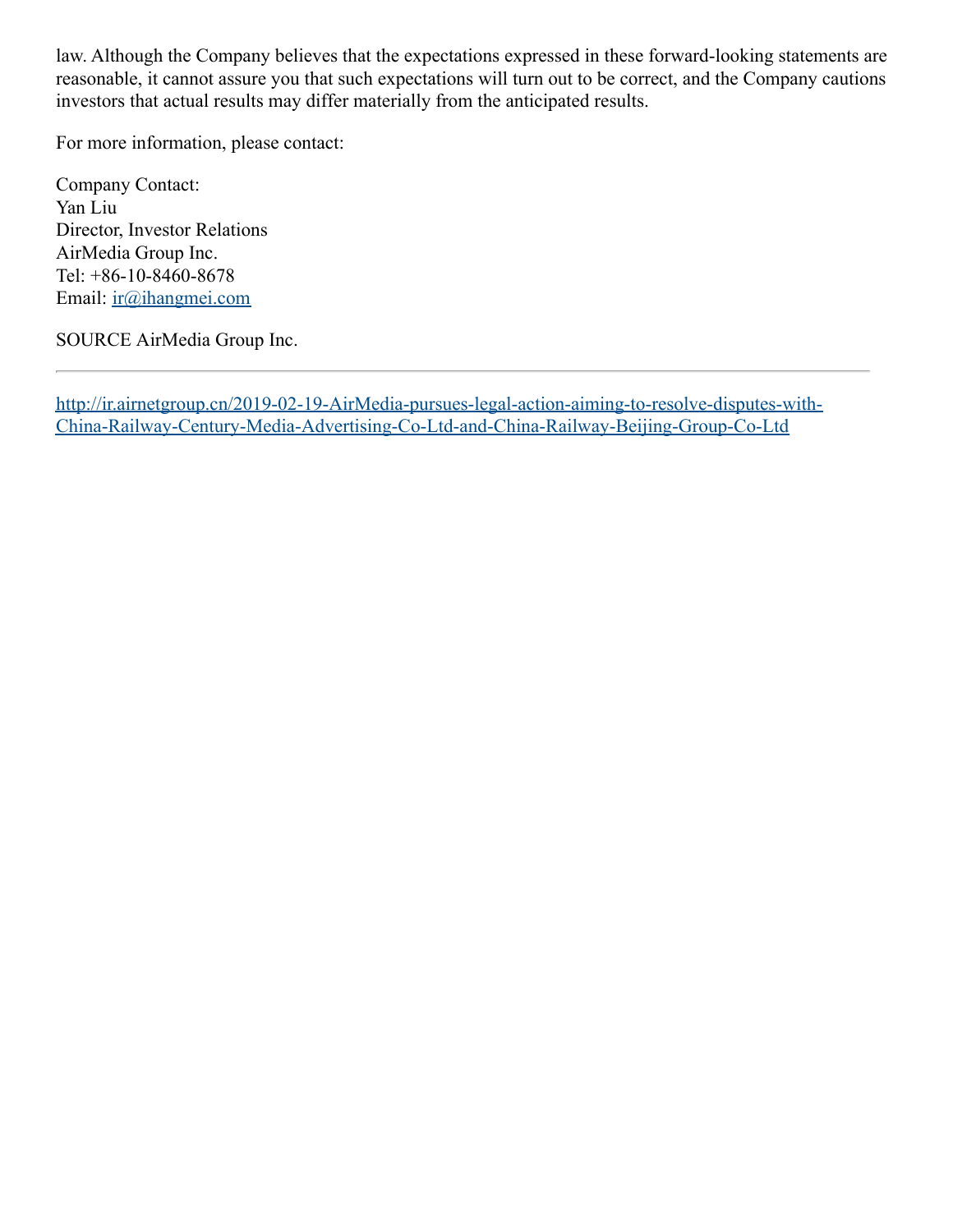law. Although the Company believes that the expectations expressed in these forward-looking statements are reasonable, it cannot assure you that such expectations will turn out to be correct, and the Company cautions investors that actual results may differ materially from the anticipated results.

For more information, please contact:

Company Contact:
Yan Liu
Director, Investor Relations
AirMedia Group Inc.
Tel: +86-10-8460-8678
Email: [ir@ihangmei.com](mailto:ir@ihangmei.com)

SOURCE AirMedia Group Inc.

---

[http://ir.airnetgroup.cn/2019-02-19-AirMedia-pursues-legal-action-aiming-to-resolve-disputes-with-China-Railway-Century-Media-Advertising-Co-Ltd-and-China-Railway-Beijing-Group-Co-Ltd](http://ir.airnetgroup.cn/2019-02-19-AirMedia-pursues-legal-action-aiming-to-resolve-disputes-with-China-Railway-Century-Media-Advertising-Co-Ltd-and-China-Railway-Beijing-Group-Co-Ltd)